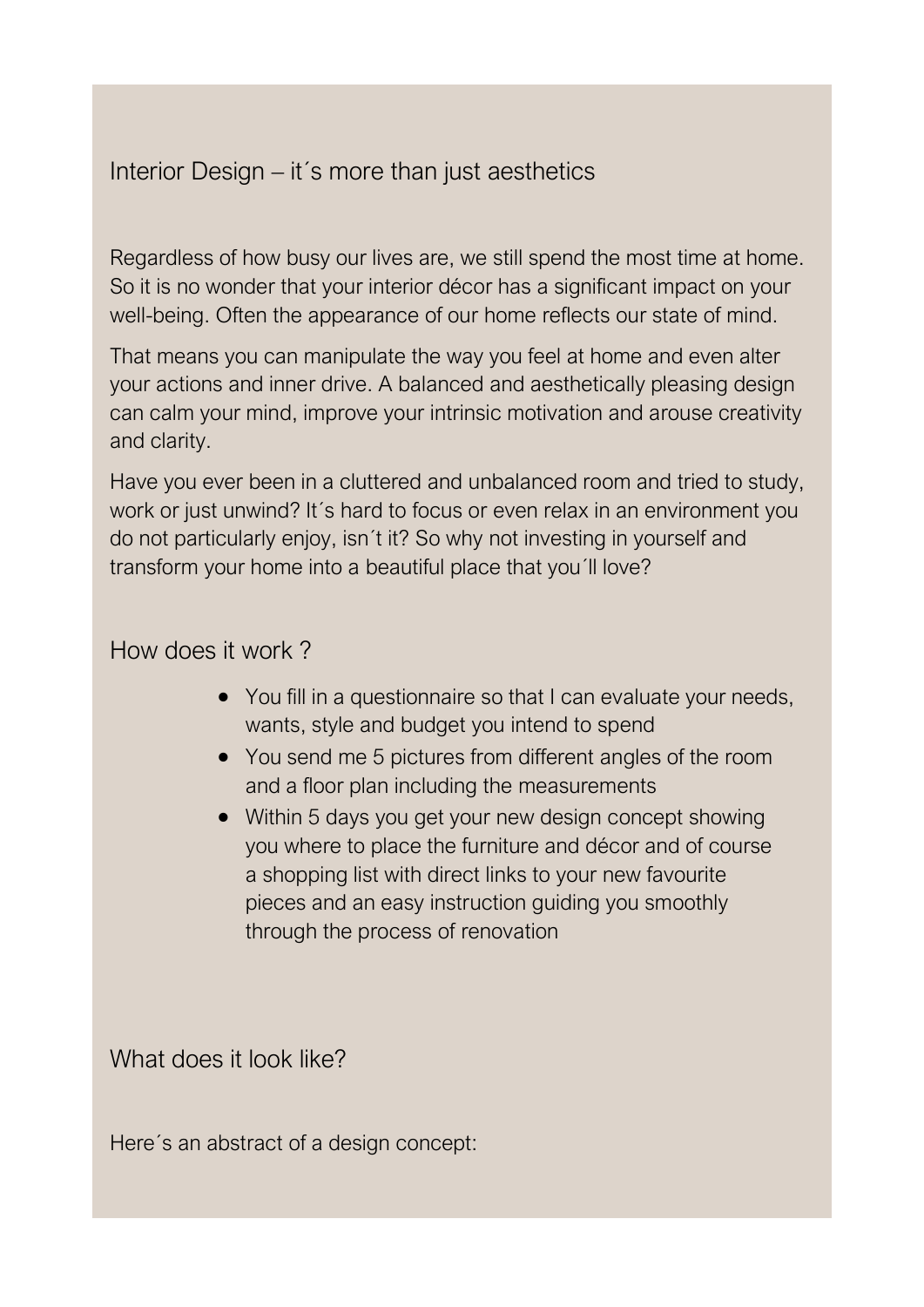# Interior Design – it´s more than just aesthetics

Regardless of how busy our lives are, we still spend the most time at home. So it is no wonder that your interior décor has a significant impact on your well-being. Often the appearance of our home reflects our state of mind.

That means you can manipulate the way you feel at home and even alter your actions and inner drive. A balanced and aesthetically pleasing design can calm your mind, improve your intrinsic motivation and arouse creativity and clarity.

Have you ever been in a cluttered and unbalanced room and tried to study, work or just unwind? It´s hard to focus or even relax in an environment you do not particularly enjoy, isn´t it? So why not investing in yourself and transform your home into a beautiful place that you´ll love?

## How does it work ?

- You fill in a questionnaire so that I can evaluate your needs, wants, style and budget you intend to spend
- You send me 5 pictures from different angles of the room and a floor plan including the measurements
- Within 5 days you get your new design concept showing you where to place the furniture and décor and of course a shopping list with direct links to your new favourite pieces and an easy instruction guiding you smoothly through the process of renovation

## What does it look like?

Here´s an abstract of a design concept: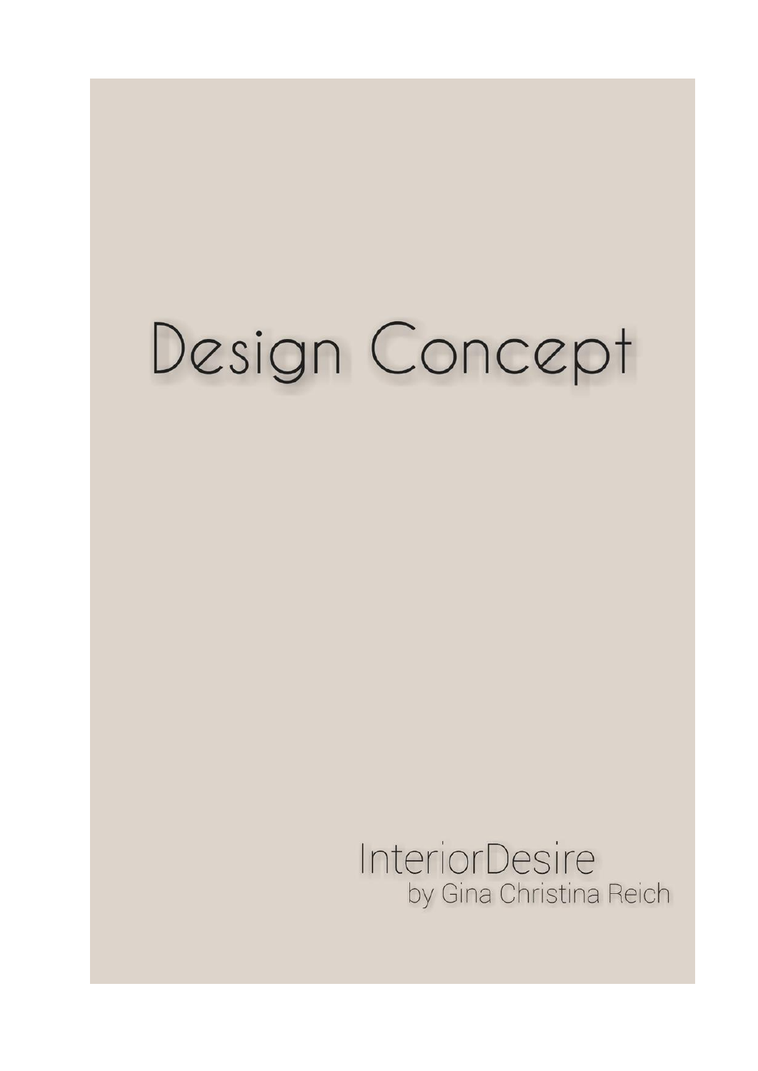# Design Concept

InteriorDesire
by Gina Christina Reich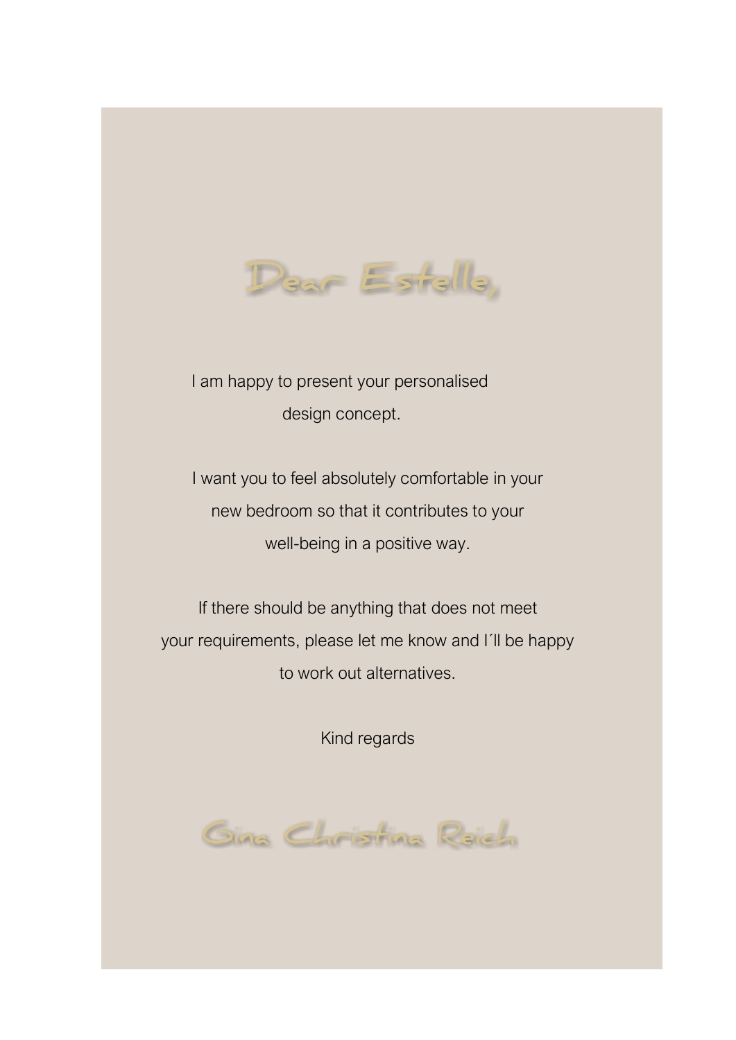Dear Estelle,

I am happy to present your personalised design concept.

I want you to feel absolutely comfortable in your new bedroom so that it contributes to your well-being in a positive way.

If there should be anything that does not meet your requirements, please let me know and I´ll be happy to work out alternatives.

Kind regards

Gina Christina Reich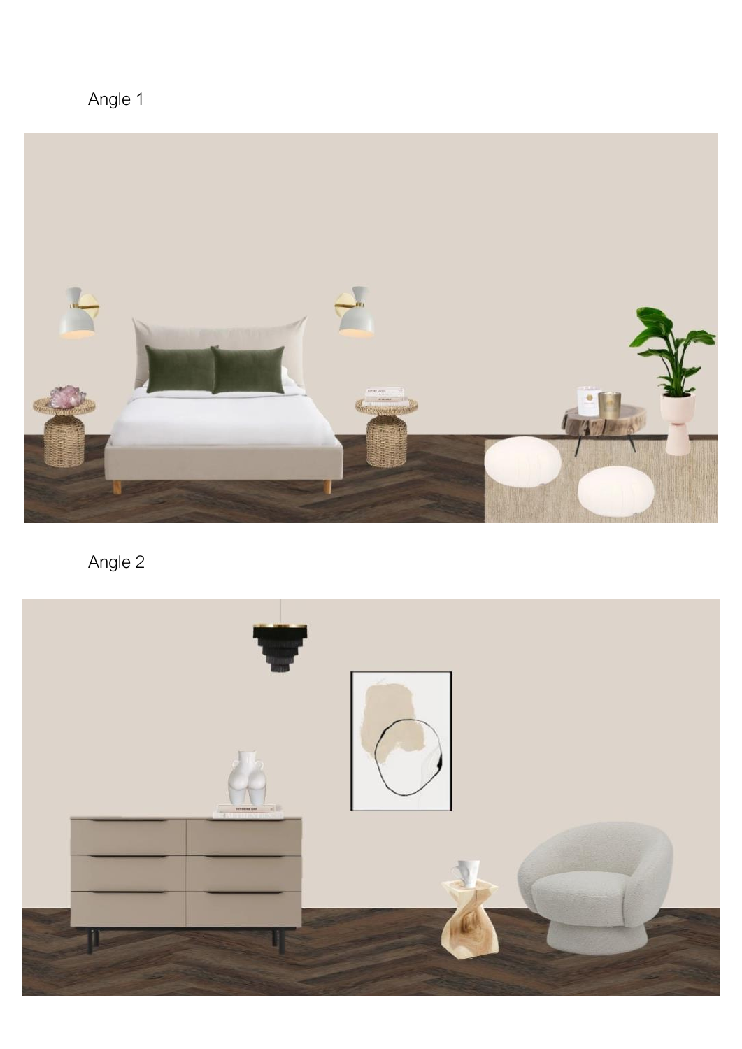Angle 1

Angle 2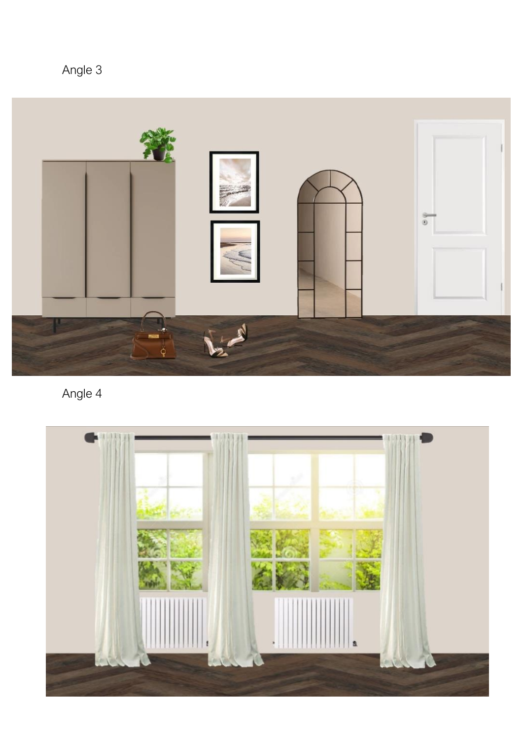Angle 3

Angle 4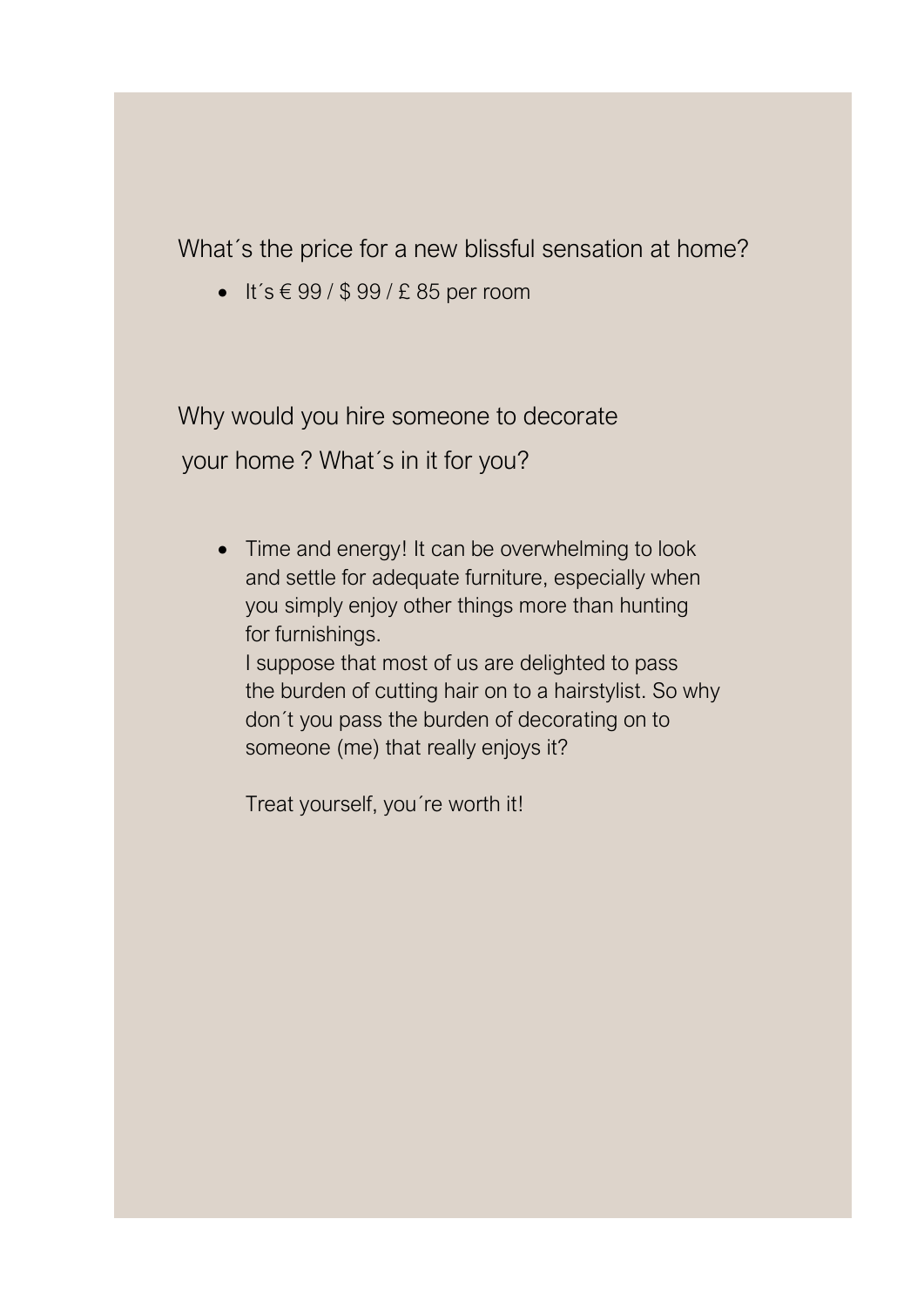What´s the price for a new blissful sensation at home?

- It´s € 99 / $ 99 / £ 85 per room

Why would you hire someone to decorate your home ? What´s in it for you?

- Time and energy! It can be overwhelming to look and settle for adequate furniture, especially when you simply enjoy other things more than hunting for furnishings.
  I suppose that most of us are delighted to pass the burden of cutting hair on to a hairstylist. So why don´t you pass the burden of decorating on to someone (me) that really enjoys it?

  Treat yourself, you´re worth it!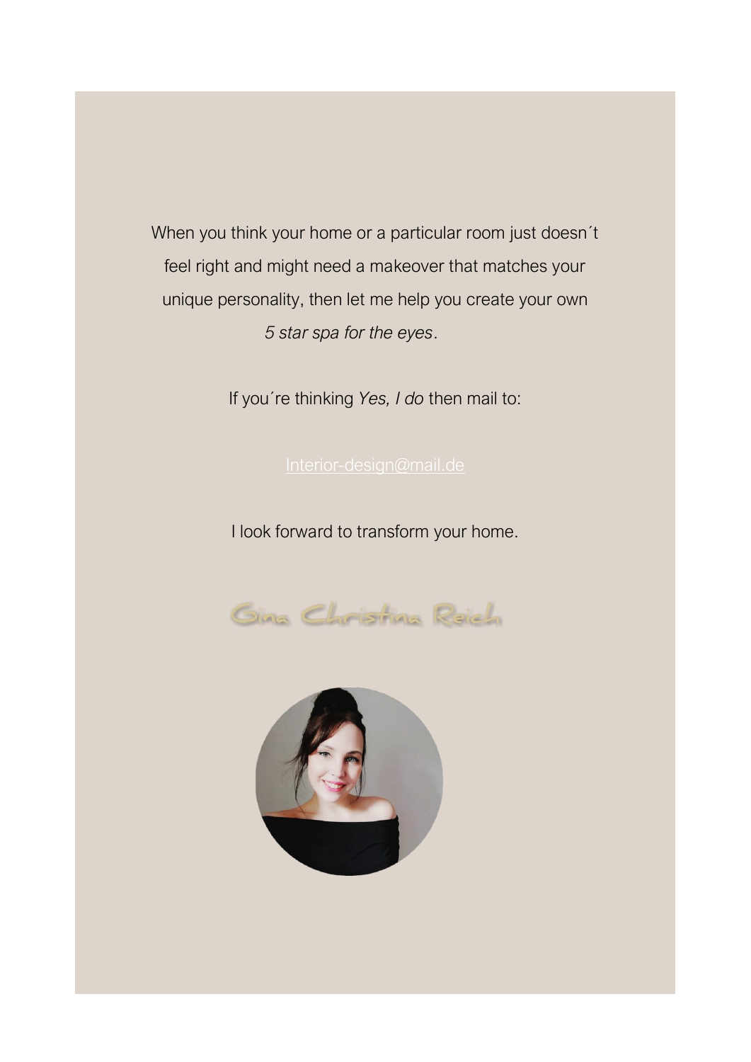When you think your home or a particular room just doesn´t feel right and might need a makeover that matches your unique personality, then let me help you create your own *5 star spa for the eyes*.

If you´re thinking *Yes, I do* then mail to:

Interior-design@mail.de

I look forward to transform your home.

Gina Christina Reich